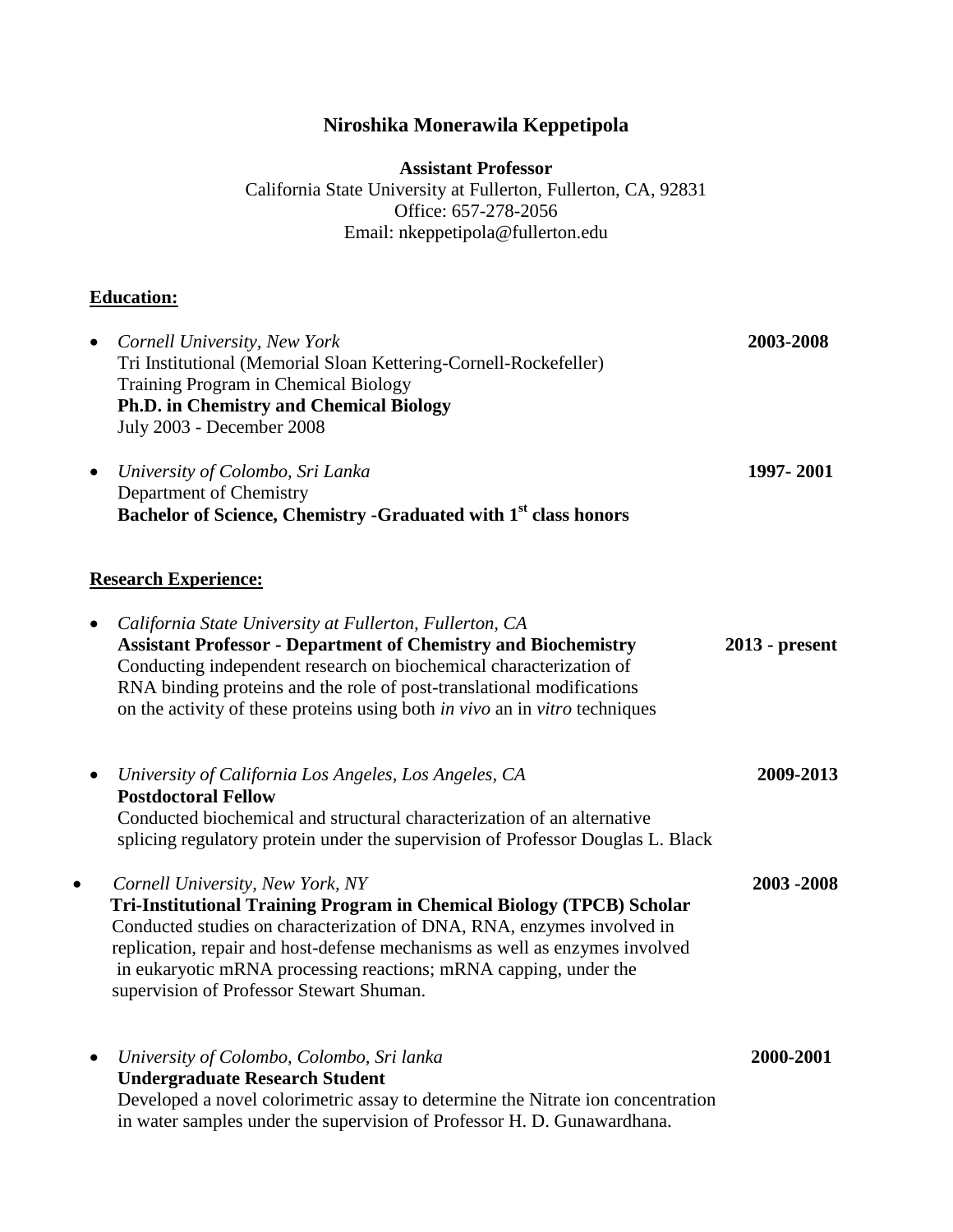# Niroshika Monerawila Keppetipola

**Assistant Professor**
California State University at Fullerton, Fullerton, CA, 92831
Office: 657-278-2056
Email: nkeppetipola@fullerton.edu

## Education:

- *Cornell University, New York* **2003-2008**
  Tri Institutional (Memorial Sloan Kettering-Cornell-Rockefeller)
  Training Program in Chemical Biology
  **Ph.D. in Chemistry and Chemical Biology**
  July 2003 - December 2008

- *University of Colombo, Sri Lanka* **1997- 2001**
  Department of Chemistry
  **Bachelor of Science, Chemistry -Graduated with 1st class honors**

## Research Experience:

- *California State University at Fullerton, Fullerton, CA*
  **Assistant Professor - Department of Chemistry and Biochemistry** **2013 - present**
  Conducting independent research on biochemical characterization of RNA binding proteins and the role of post-translational modifications on the activity of these proteins using both *in vivo* an in *vitro* techniques

- *University of California Los Angeles, Los Angeles, CA* **2009-2013**
  **Postdoctoral Fellow**
  Conducted biochemical and structural characterization of an alternative splicing regulatory protein under the supervision of Professor Douglas L. Black

- *Cornell University, New York, NY* **2003 -2008**
  **Tri-Institutional Training Program in Chemical Biology (TPCB) Scholar**
  Conducted studies on characterization of DNA, RNA, enzymes involved in replication, repair and host-defense mechanisms as well as enzymes involved in eukaryotic mRNA processing reactions; mRNA capping, under the supervision of Professor Stewart Shuman.

- *University of Colombo, Colombo, Sri lanka* **2000-2001**
  **Undergraduate Research Student**
  Developed a novel colorimetric assay to determine the Nitrate ion concentration in water samples under the supervision of Professor H. D. Gunawardhana.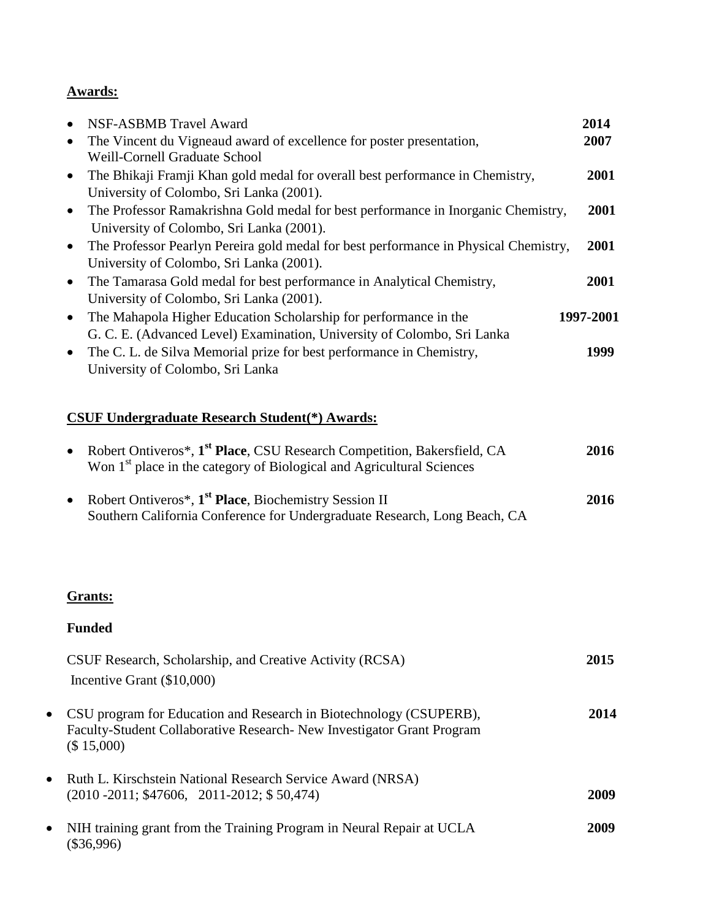## Awards:

- NSF-ASBMB Travel Award **2014**
- The Vincent du Vigneaud award of excellence for poster presentation, Weill-Cornell Graduate School **2007**
- The Bhikaji Framji Khan gold medal for overall best performance in Chemistry, University of Colombo, Sri Lanka (2001). **2001**
- The Professor Ramakrishna Gold medal for best performance in Inorganic Chemistry, University of Colombo, Sri Lanka (2001). **2001**
- The Professor Pearlyn Pereira gold medal for best performance in Physical Chemistry, University of Colombo, Sri Lanka (2001). **2001**
- The Tamarasa Gold medal for best performance in Analytical Chemistry, University of Colombo, Sri Lanka (2001). **2001**
- The Mahapola Higher Education Scholarship for performance in the G. C. E. (Advanced Level) Examination, University of Colombo, Sri Lanka **1997-2001**
- The C. L. de Silva Memorial prize for best performance in Chemistry, University of Colombo, Sri Lanka **1999**

## CSUF Undergraduate Research Student(*) Awards:

- Robert Ontiveros*, **1st Place**, CSU Research Competition, Bakersfield, CA **2016**
  Won 1st place in the category of Biological and Agricultural Sciences
- Robert Ontiveros*, **1st Place**, Biochemistry Session II **2016**
  Southern California Conference for Undergraduate Research, Long Beach, CA

## Grants:

### Funded

CSUF Research, Scholarship, and Creative Activity (RCSA) Incentive Grant ($10,000) **2015**

- CSU program for Education and Research in Biotechnology (CSUPERB), Faculty-Student Collaborative Research- New Investigator Grant Program ($ 15,000) **2014**
- Ruth L. Kirschstein National Research Service Award (NRSA) (2010 -2011; $47606, 2011-2012; $ 50,474) **2009**
- NIH training grant from the Training Program in Neural Repair at UCLA ($36,996) **2009**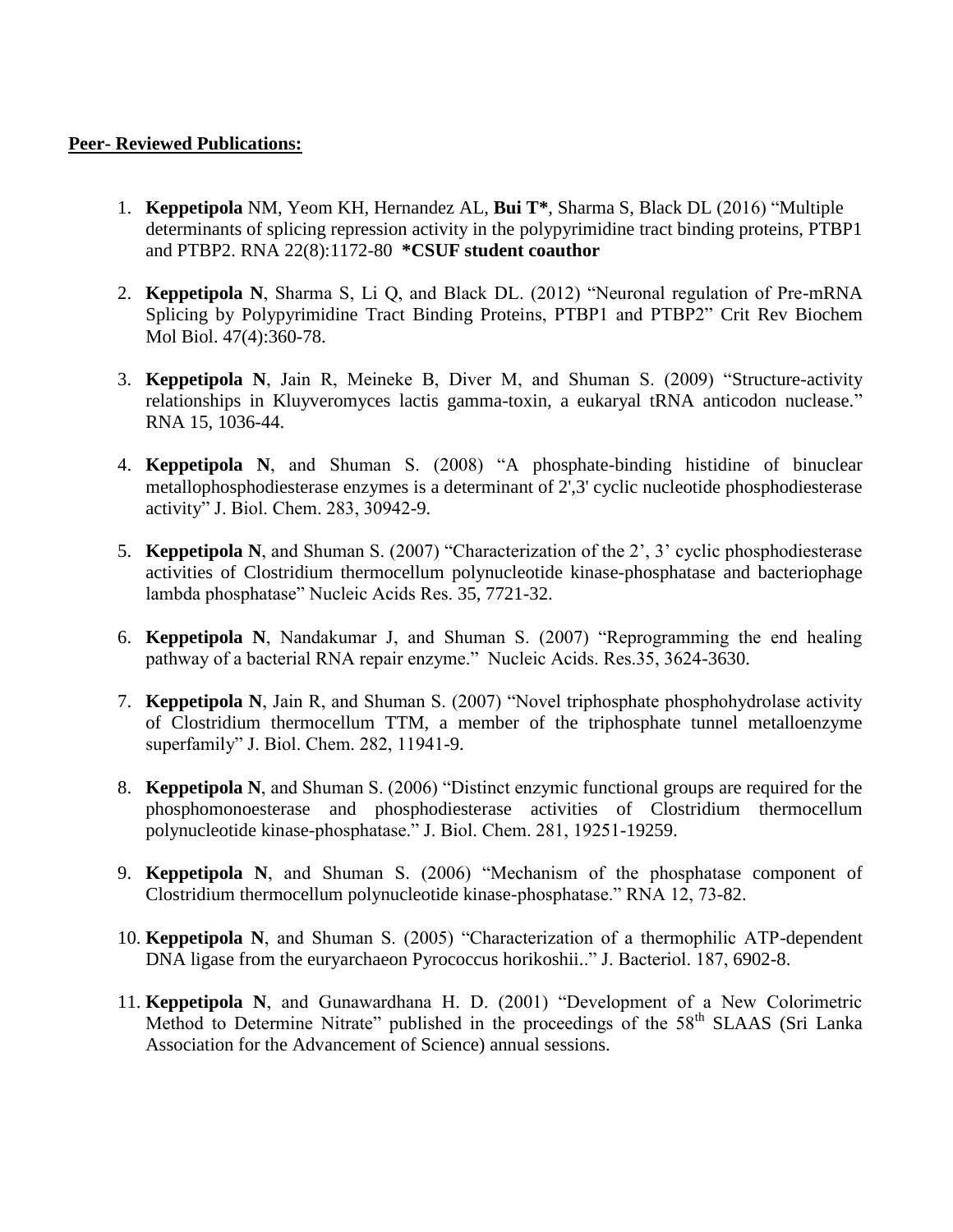**Peer- Reviewed Publications:**

1. **Keppetipola** NM, Yeom KH, Hernandez AL, **Bui T\***, Sharma S, Black DL (2016) "Multiple determinants of splicing repression activity in the polypyrimidine tract binding proteins, PTBP1 and PTBP2. RNA 22(8):1172-80 **\*CSUF student coauthor**

2. **Keppetipola N**, Sharma S, Li Q, and Black DL. (2012) "Neuronal regulation of Pre-mRNA Splicing by Polypyrimidine Tract Binding Proteins, PTBP1 and PTBP2" Crit Rev Biochem Mol Biol. 47(4):360-78.

3. **Keppetipola N**, Jain R, Meineke B, Diver M, and Shuman S. (2009) "Structure-activity relationships in Kluyveromyces lactis gamma-toxin, a eukaryal tRNA anticodon nuclease." RNA 15, 1036-44.

4. **Keppetipola N**, and Shuman S. (2008) "A phosphate-binding histidine of binuclear metallophosphodiesterase enzymes is a determinant of 2',3' cyclic nucleotide phosphodiesterase activity" J. Biol. Chem. 283, 30942-9.

5. **Keppetipola N**, and Shuman S. (2007) "Characterization of the 2', 3' cyclic phosphodiesterase activities of Clostridium thermocellum polynucleotide kinase-phosphatase and bacteriophage lambda phosphatase" Nucleic Acids Res. 35, 7721-32.

6. **Keppetipola N**, Nandakumar J, and Shuman S. (2007) "Reprogramming the end healing pathway of a bacterial RNA repair enzyme." Nucleic Acids. Res.35, 3624-3630.

7. **Keppetipola N**, Jain R, and Shuman S. (2007) "Novel triphosphate phosphohydrolase activity of Clostridium thermocellum TTM, a member of the triphosphate tunnel metalloenzyme superfamily" J. Biol. Chem. 282, 11941-9.

8. **Keppetipola N**, and Shuman S. (2006) "Distinct enzymic functional groups are required for the phosphomonoesterase and phosphodiesterase activities of Clostridium thermocellum polynucleotide kinase-phosphatase." J. Biol. Chem. 281, 19251-19259.

9. **Keppetipola N**, and Shuman S. (2006) "Mechanism of the phosphatase component of Clostridium thermocellum polynucleotide kinase-phosphatase." RNA 12, 73-82.

10. **Keppetipola N**, and Shuman S. (2005) "Characterization of a thermophilic ATP-dependent DNA ligase from the euryarchaeon Pyrococcus horikoshii.." J. Bacteriol. 187, 6902-8.

11. **Keppetipola N**, and Gunawardhana H. D. (2001) "Development of a New Colorimetric Method to Determine Nitrate" published in the proceedings of the 58th SLAAS (Sri Lanka Association for the Advancement of Science) annual sessions.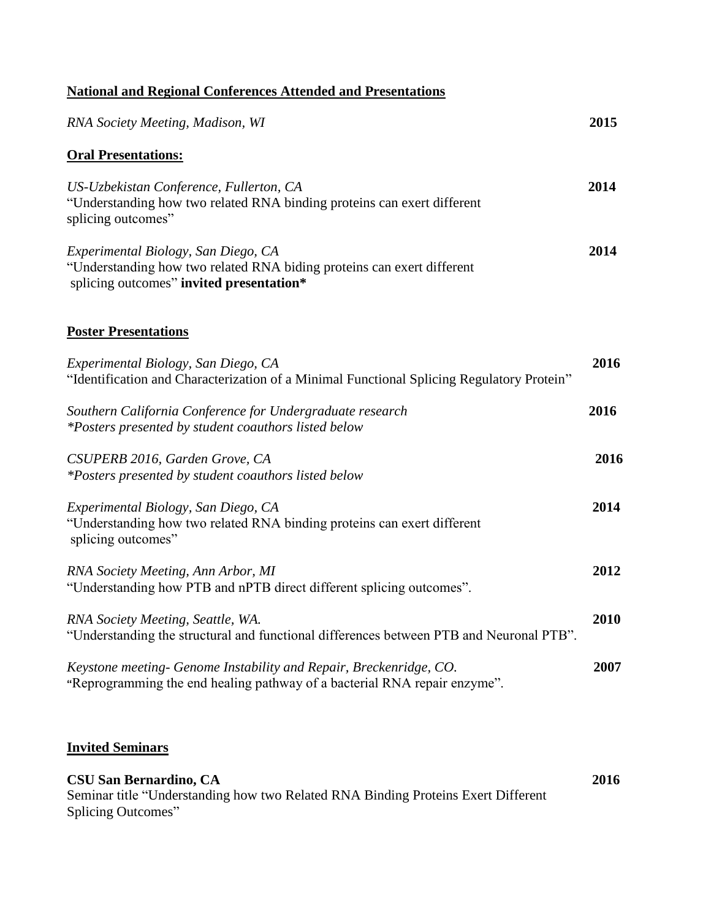**National and Regional Conferences Attended and Presentations**

*RNA Society Meeting, Madison, WI* **2015**

**Oral Presentations:**

*US-Uzbekistan Conference, Fullerton, CA* **2014**
"Understanding how two related RNA binding proteins can exert different splicing outcomes"

*Experimental Biology, San Diego, CA* **2014**
"Understanding how two related RNA biding proteins can exert different splicing outcomes" **invited presentation***

**Poster Presentations**

*Experimental Biology, San Diego, CA* **2016**
"Identification and Characterization of a Minimal Functional Splicing Regulatory Protein"

*Southern California Conference for Undergraduate research* **2016**
**Posters presented by student coauthors listed below*

*CSUPERB 2016, Garden Grove, CA* **2016**
**Posters presented by student coauthors listed below*

*Experimental Biology, San Diego, CA* **2014**
"Understanding how two related RNA binding proteins can exert different splicing outcomes"

*RNA Society Meeting, Ann Arbor, MI* **2012**
"Understanding how PTB and nPTB direct different splicing outcomes".

*RNA Society Meeting, Seattle, WA.* **2010**
"Understanding the structural and functional differences between PTB and Neuronal PTB".

*Keystone meeting- Genome Instability and Repair, Breckenridge, CO.* **2007**
"Reprogramming the end healing pathway of a bacterial RNA repair enzyme".

**Invited Seminars**

**CSU San Bernardino, CA** **2016**
Seminar title "Understanding how two Related RNA Binding Proteins Exert Different Splicing Outcomes"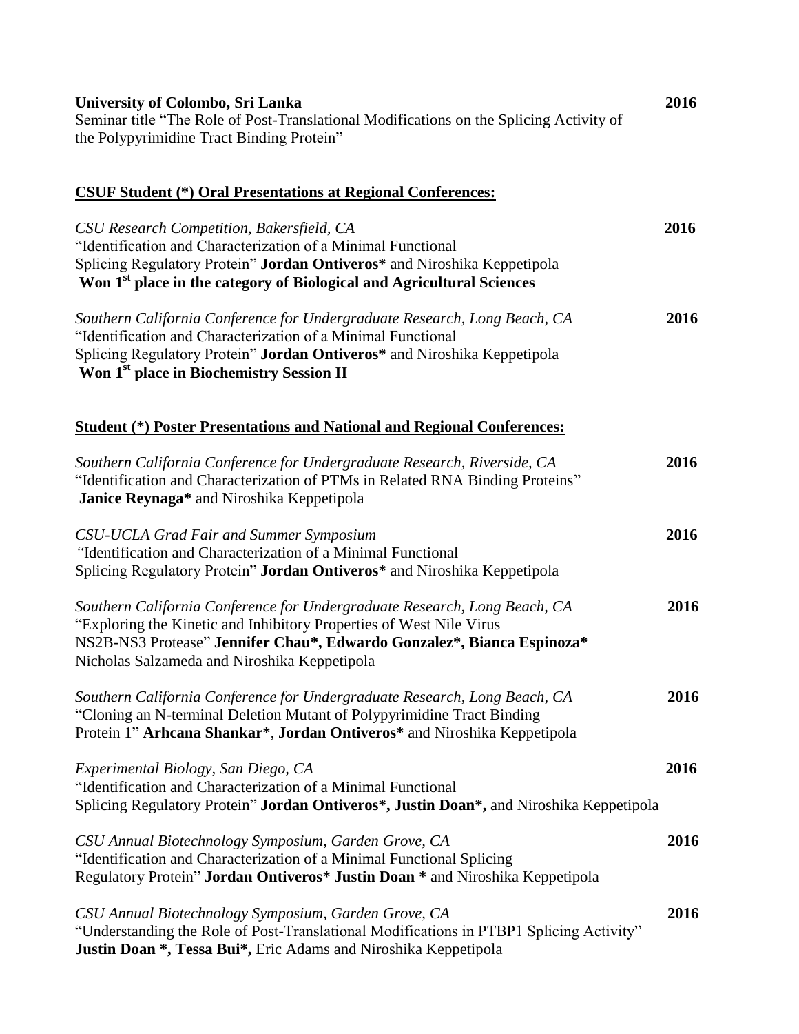**University of Colombo, Sri Lanka** **2016**
Seminar title "The Role of Post-Translational Modifications on the Splicing Activity of the Polypyrimidine Tract Binding Protein"

**CSUF Student (*) Oral Presentations at Regional Conferences:**

*CSU Research Competition, Bakersfield, CA* **2016**
"Identification and Characterization of a Minimal Functional Splicing Regulatory Protein" **Jordan Ontiveros*** and Niroshika Keppetipola
**Won 1st place in the category of Biological and Agricultural Sciences**

*Southern California Conference for Undergraduate Research, Long Beach, CA* **2016**
"Identification and Characterization of a Minimal Functional Splicing Regulatory Protein" **Jordan Ontiveros*** and Niroshika Keppetipola
**Won 1st place in Biochemistry Session II**

**Student (*) Poster Presentations and National and Regional Conferences:**

*Southern California Conference for Undergraduate Research, Riverside, CA* **2016**
"Identification and Characterization of PTMs in Related RNA Binding Proteins" **Janice Reynaga*** and Niroshika Keppetipola

*CSU-UCLA Grad Fair and Summer Symposium* **2016**
"Identification and Characterization of a Minimal Functional Splicing Regulatory Protein" **Jordan Ontiveros*** and Niroshika Keppetipola

*Southern California Conference for Undergraduate Research, Long Beach, CA* **2016**
"Exploring the Kinetic and Inhibitory Properties of West Nile Virus NS2B-NS3 Protease" **Jennifer Chau*, Edwardo Gonzalez*, Bianca Espinoza*** Nicholas Salzameda and Niroshika Keppetipola

*Southern California Conference for Undergraduate Research, Long Beach, CA* **2016**
"Cloning an N-terminal Deletion Mutant of Polypyrimidine Tract Binding Protein 1" **Arhcana Shankar***, **Jordan Ontiveros*** and Niroshika Keppetipola

*Experimental Biology, San Diego, CA* **2016**
"Identification and Characterization of a Minimal Functional Splicing Regulatory Protein" **Jordan Ontiveros*, Justin Doan*,** and Niroshika Keppetipola

*CSU Annual Biotechnology Symposium, Garden Grove, CA* **2016**
"Identification and Characterization of a Minimal Functional Splicing Regulatory Protein" **Jordan Ontiveros* Justin Doan *** and Niroshika Keppetipola

*CSU Annual Biotechnology Symposium, Garden Grove, CA* **2016**
"Understanding the Role of Post-Translational Modifications in PTBP1 Splicing Activity" **Justin Doan *, Tessa Bui*,** Eric Adams and Niroshika Keppetipola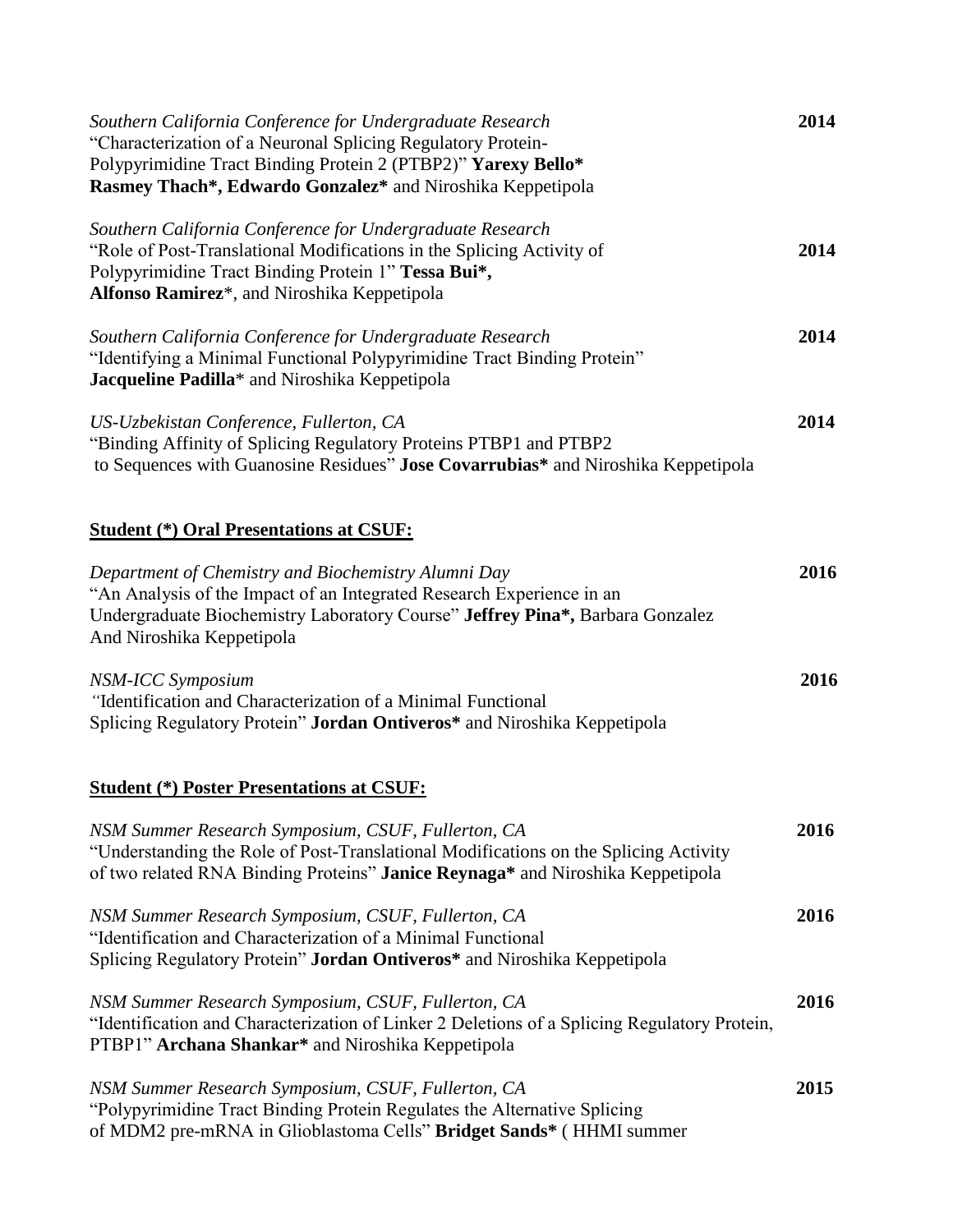*Southern California Conference for Undergraduate Research* **2014**
"Characterization of a Neuronal Splicing Regulatory Protein-
Polypyrimidine Tract Binding Protein 2 (PTBP2)" **Yarexy Bello***
**Rasmey Thach*, Edwardo Gonzalez*** and Niroshika Keppetipola

*Southern California Conference for Undergraduate Research*
"Role of Post-Translational Modifications in the Splicing Activity of **2014**
Polypyrimidine Tract Binding Protein 1" **Tessa Bui*,**
**Alfonso Ramirez***, and Niroshika Keppetipola

*Southern California Conference for Undergraduate Research* **2014**
"Identifying a Minimal Functional Polypyrimidine Tract Binding Protein"
**Jacqueline Padilla*** and Niroshika Keppetipola

*US-Uzbekistan Conference, Fullerton, CA* **2014**
"Binding Affinity of Splicing Regulatory Proteins PTBP1 and PTBP2
to Sequences with Guanosine Residues" **Jose Covarrubias*** and Niroshika Keppetipola

**Student (*) Oral Presentations at CSUF:**

*Department of Chemistry and Biochemistry Alumni Day* **2016**
"An Analysis of the Impact of an Integrated Research Experience in an
Undergraduate Biochemistry Laboratory Course" **Jeffrey Pina*,** Barbara Gonzalez
And Niroshika Keppetipola

*NSM-ICC Symposium* **2016**
"Identification and Characterization of a Minimal Functional
Splicing Regulatory Protein" **Jordan Ontiveros*** and Niroshika Keppetipola

**Student (*) Poster Presentations at CSUF:**

*NSM Summer Research Symposium, CSUF, Fullerton, CA* **2016**
"Understanding the Role of Post-Translational Modifications on the Splicing Activity
of two related RNA Binding Proteins" **Janice Reynaga*** and Niroshika Keppetipola

*NSM Summer Research Symposium, CSUF, Fullerton, CA* **2016**
"Identification and Characterization of a Minimal Functional
Splicing Regulatory Protein" **Jordan Ontiveros*** and Niroshika Keppetipola

*NSM Summer Research Symposium, CSUF, Fullerton, CA* **2016**
"Identification and Characterization of Linker 2 Deletions of a Splicing Regulatory Protein,
PTBP1" **Archana Shankar*** and Niroshika Keppetipola

*NSM Summer Research Symposium, CSUF, Fullerton, CA* **2015**
"Polypyrimidine Tract Binding Protein Regulates the Alternative Splicing
of MDM2 pre-mRNA in Glioblastoma Cells" **Bridget Sands*** ( HHMI summer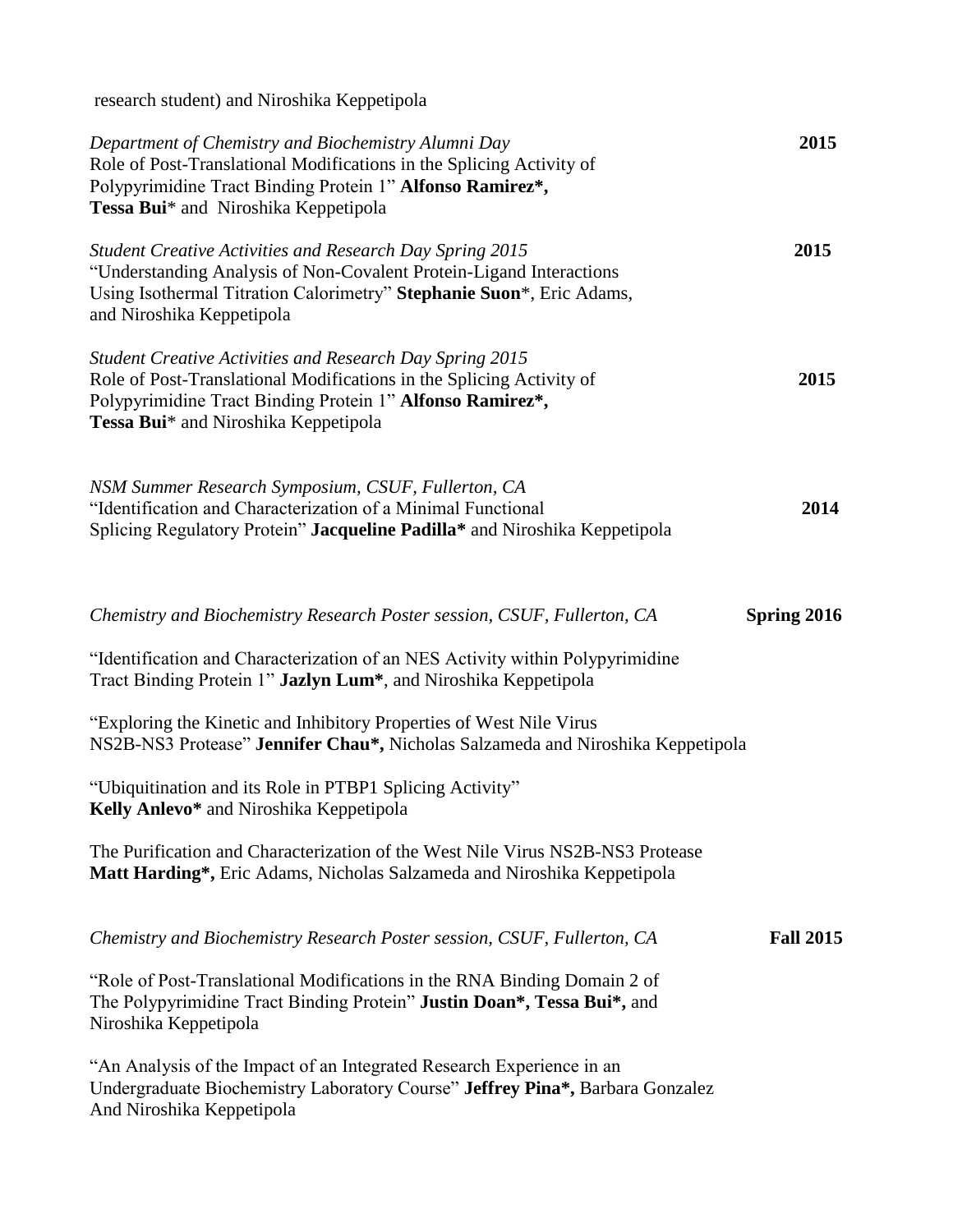research student) and Niroshika Keppetipola

*Department of Chemistry and Biochemistry Alumni Day* **2015**
Role of Post-Translational Modifications in the Splicing Activity of Polypyrimidine Tract Binding Protein 1" **Alfonso Ramirez\*, Tessa Bui**\* and Niroshika Keppetipola

*Student Creative Activities and Research Day Spring 2015* **2015**
"Understanding Analysis of Non-Covalent Protein-Ligand Interactions Using Isothermal Titration Calorimetry" **Stephanie Suon**\*, Eric Adams, and Niroshika Keppetipola

*Student Creative Activities and Research Day Spring 2015* **2015**
Role of Post-Translational Modifications in the Splicing Activity of Polypyrimidine Tract Binding Protein 1" **Alfonso Ramirez\*, Tessa Bui**\* and Niroshika Keppetipola

*NSM Summer Research Symposium, CSUF, Fullerton, CA* **2014**
"Identification and Characterization of a Minimal Functional Splicing Regulatory Protein" **Jacqueline Padilla\*** and Niroshika Keppetipola

*Chemistry and Biochemistry Research Poster session, CSUF, Fullerton, CA* **Spring 2016**

"Identification and Characterization of an NES Activity within Polypyrimidine Tract Binding Protein 1" **Jazlyn Lum\***, and Niroshika Keppetipola

"Exploring the Kinetic and Inhibitory Properties of West Nile Virus NS2B-NS3 Protease" **Jennifer Chau\*,** Nicholas Salzameda and Niroshika Keppetipola

"Ubiquitination and its Role in PTBP1 Splicing Activity"
**Kelly Anlevo\*** and Niroshika Keppetipola

The Purification and Characterization of the West Nile Virus NS2B-NS3 Protease
**Matt Harding\*,** Eric Adams, Nicholas Salzameda and Niroshika Keppetipola

*Chemistry and Biochemistry Research Poster session, CSUF, Fullerton, CA* **Fall 2015**

"Role of Post-Translational Modifications in the RNA Binding Domain 2 of The Polypyrimidine Tract Binding Protein" **Justin Doan\*, Tessa Bui\*,** and Niroshika Keppetipola

"An Analysis of the Impact of an Integrated Research Experience in an Undergraduate Biochemistry Laboratory Course" **Jeffrey Pina\*,** Barbara Gonzalez And Niroshika Keppetipola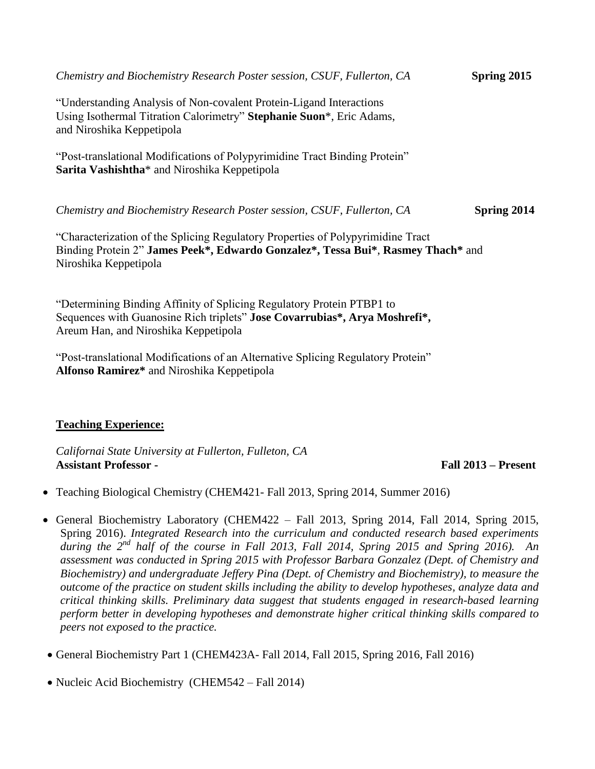*Chemistry and Biochemistry Research Poster session, CSUF, Fullerton, CA* **Spring 2015**

"Understanding Analysis of Non-covalent Protein-Ligand Interactions Using Isothermal Titration Calorimetry" **Stephanie Suon***, Eric Adams, and Niroshika Keppetipola

"Post-translational Modifications of Polypyrimidine Tract Binding Protein" **Sarita Vashishtha*** and Niroshika Keppetipola

*Chemistry and Biochemistry Research Poster session, CSUF, Fullerton, CA* **Spring 2014**

"Characterization of the Splicing Regulatory Properties of Polypyrimidine Tract Binding Protein 2" **James Peek*, Edwardo Gonzalez*, Tessa Bui***, **Rasmey Thach*** and Niroshika Keppetipola

"Determining Binding Affinity of Splicing Regulatory Protein PTBP1 to Sequences with Guanosine Rich triplets" **Jose Covarrubias*, Arya Moshrefi*,** Areum Han, and Niroshika Keppetipola

"Post-translational Modifications of an Alternative Splicing Regulatory Protein" **Alfonso Ramirez*** and Niroshika Keppetipola

**Teaching Experience:**

*Californai State University at Fullerton, Fulleton, CA*
**Assistant Professor -** **Fall 2013 – Present**

- Teaching Biological Chemistry (CHEM421- Fall 2013, Spring 2014, Summer 2016)
- General Biochemistry Laboratory (CHEM422 – Fall 2013, Spring 2014, Fall 2014, Spring 2015, Spring 2016). *Integrated Research into the curriculum and conducted research based experiments during the 2nd half of the course in Fall 2013, Fall 2014, Spring 2015 and Spring 2016). An assessment was conducted in Spring 2015 with Professor Barbara Gonzalez (Dept. of Chemistry and Biochemistry) and undergraduate Jeffery Pina (Dept. of Chemistry and Biochemistry), to measure the outcome of the practice on student skills including the ability to develop hypotheses, analyze data and critical thinking skills. Preliminary data suggest that students engaged in research-based learning perform better in developing hypotheses and demonstrate higher critical thinking skills compared to peers not exposed to the practice.*
- General Biochemistry Part 1 (CHEM423A- Fall 2014, Fall 2015, Spring 2016, Fall 2016)
- Nucleic Acid Biochemistry (CHEM542 – Fall 2014)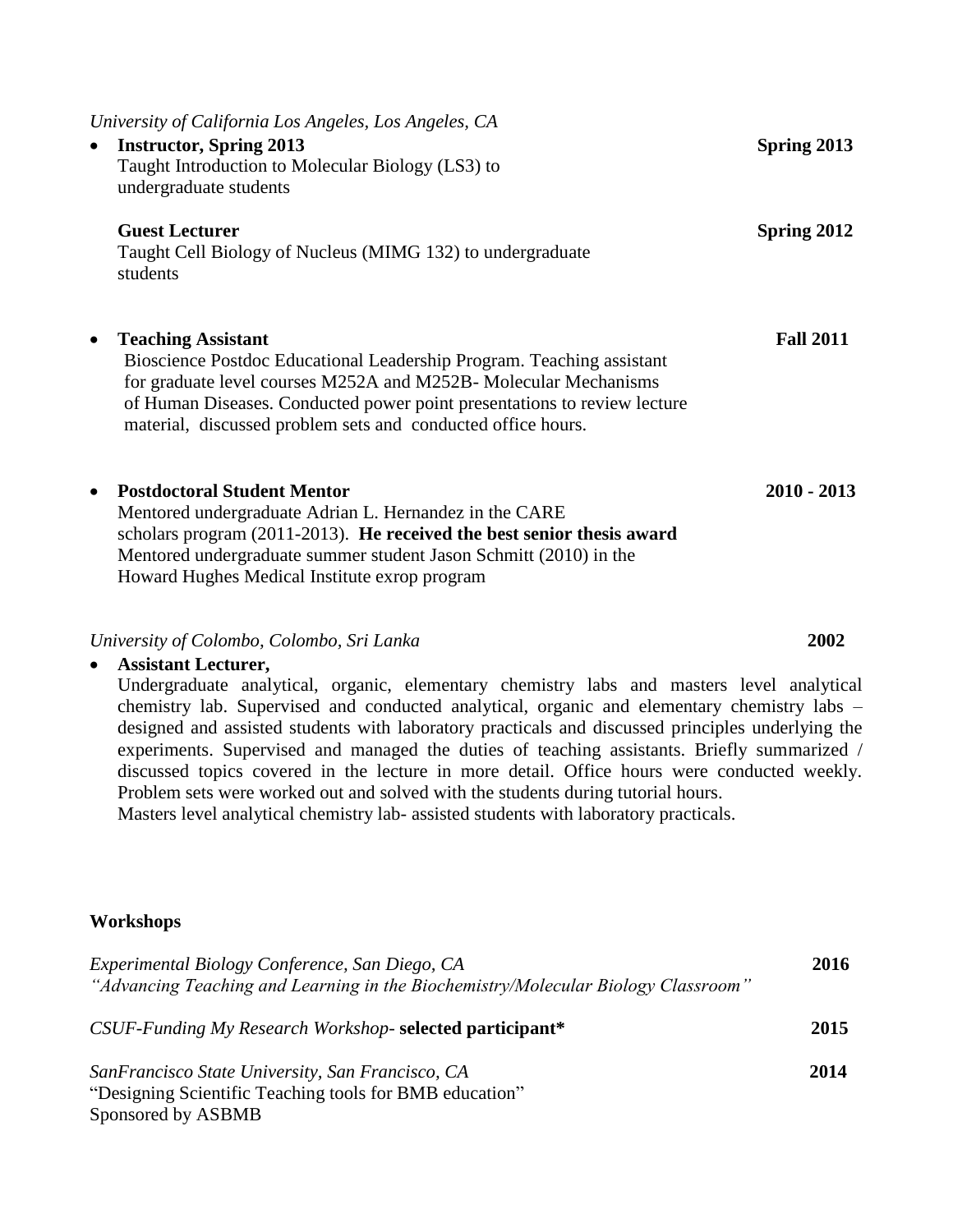*University of California Los Angeles, Los Angeles, CA*

- **Instructor, Spring 2013** — **Spring 2013**
  Taught Introduction to Molecular Biology (LS3) to undergraduate students

  **Guest Lecturer** — **Spring 2012**
  Taught Cell Biology of Nucleus (MIMG 132) to undergraduate students

- **Teaching Assistant** — **Fall 2011**
  Bioscience Postdoc Educational Leadership Program. Teaching assistant for graduate level courses M252A and M252B- Molecular Mechanisms of Human Diseases. Conducted power point presentations to review lecture material, discussed problem sets and conducted office hours.

- **Postdoctoral Student Mentor** — **2010 - 2013**
  Mentored undergraduate Adrian L. Hernandez in the CARE scholars program (2011-2013). **He received the best senior thesis award**
  Mentored undergraduate summer student Jason Schmitt (2010) in the Howard Hughes Medical Institute exrop program

*University of Colombo, Colombo, Sri Lanka* — **2002**

- **Assistant Lecturer,**
  Undergraduate analytical, organic, elementary chemistry labs and masters level analytical chemistry lab. Supervised and conducted analytical, organic and elementary chemistry labs – designed and assisted students with laboratory practicals and discussed principles underlying the experiments. Supervised and managed the duties of teaching assistants. Briefly summarized / discussed topics covered in the lecture in more detail. Office hours were conducted weekly. Problem sets were worked out and solved with the students during tutorial hours.
  Masters level analytical chemistry lab- assisted students with laboratory practicals.

## Workshops

*Experimental Biology Conference, San Diego, CA* — **2016**
*"Advancing Teaching and Learning in the Biochemistry/Molecular Biology Classroom"*

*CSUF-Funding My Research Workshop-* **selected participant*** — **2015**

*SanFrancisco State University, San Francisco, CA* — **2014**
"Designing Scientific Teaching tools for BMB education"
Sponsored by ASBMB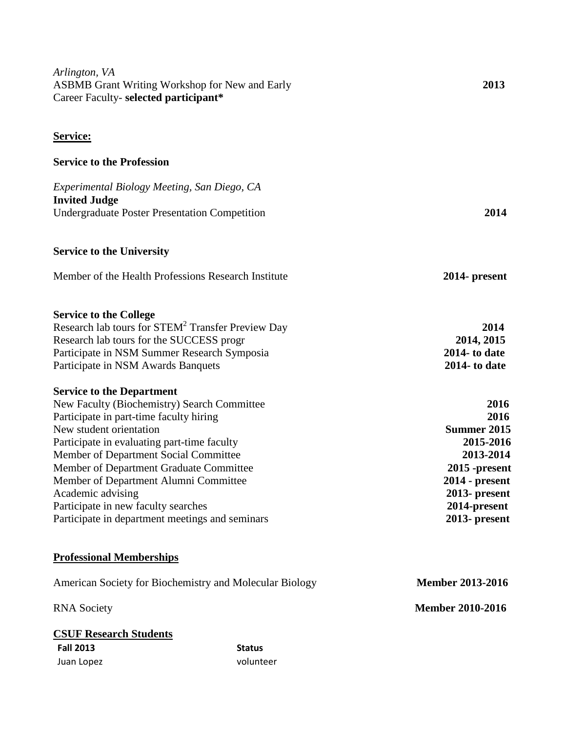*Arlington, VA*
ASBMB Grant Writing Workshop for New and Early Career Faculty- **selected participant*** **2013**

## Service:

### Service to the Profession

*Experimental Biology Meeting, San Diego, CA*
**Invited Judge**
Undergraduate Poster Presentation Competition **2014**

### Service to the University

Member of the Health Professions Research Institute **2014- present**

### Service to the College

| | |
|---|---|
| Research lab tours for STEM$^2$ Transfer Preview Day | **2014** |
| Research lab tours for the SUCCESS progr | **2014, 2015** |
| Participate in NSM Summer Research Symposia | **2014- to date** |
| Participate in NSM Awards Banquets | **2014- to date** |

### Service to the Department

| | |
|---|---|
| New Faculty (Biochemistry) Search Committee | **2016** |
| Participate in part-time faculty hiring | **2016** |
| New student orientation | **Summer 2015** |
| Participate in evaluating part-time faculty | **2015-2016** |
| Member of Department Social Committee | **2013-2014** |
| Member of Department Graduate Committee | **2015 -present** |
| Member of Department Alumni Committee | **2014 - present** |
| Academic advising | **2013- present** |
| Participate in new faculty searches | **2014-present** |
| Participate in department meetings and seminars | **2013- present** |

## Professional Memberships

American Society for Biochemistry and Molecular Biology **Member 2013-2016**

RNA Society **Member 2010-2016**

## CSUF Research Students

| Fall 2013 | Status |
|---|---|
| Juan Lopez | volunteer |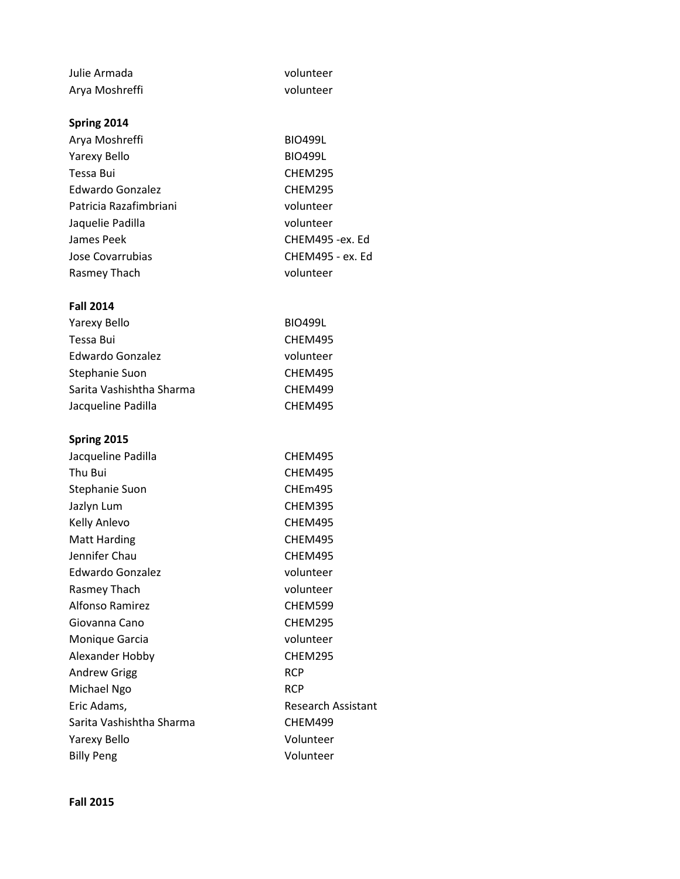| | |
|---|---|
| Julie Armada | volunteer |
| Arya Moshreffi | volunteer |

**Spring 2014**

| | |
|---|---|
| Arya Moshreffi | BIO499L |
| Yarexy Bello | BIO499L |
| Tessa Bui | CHEM295 |
| Edwardo Gonzalez | CHEM295 |
| Patricia Razafimbriani | volunteer |
| Jaquelie Padilla | volunteer |
| James Peek | CHEM495 -ex. Ed |
| Jose Covarrubias | CHEM495 - ex. Ed |
| Rasmey Thach | volunteer |

**Fall 2014**

| | |
|---|---|
| Yarexy Bello | BIO499L |
| Tessa Bui | CHEM495 |
| Edwardo Gonzalez | volunteer |
| Stephanie Suon | CHEM495 |
| Sarita Vashishtha Sharma | CHEM499 |
| Jacqueline Padilla | CHEM495 |

**Spring 2015**

| | |
|---|---|
| Jacqueline Padilla | CHEM495 |
| Thu Bui | CHEM495 |
| Stephanie Suon | CHEm495 |
| Jazlyn Lum | CHEM395 |
| Kelly Anlevo | CHEM495 |
| Matt Harding | CHEM495 |
| Jennifer Chau | CHEM495 |
| Edwardo Gonzalez | volunteer |
| Rasmey Thach | volunteer |
| Alfonso Ramirez | CHEM599 |
| Giovanna Cano | CHEM295 |
| Monique Garcia | volunteer |
| Alexander Hobby | CHEM295 |
| Andrew Grigg | RCP |
| Michael Ngo | RCP |
| Eric Adams, | Research Assistant |
| Sarita Vashishtha Sharma | CHEM499 |
| Yarexy Bello | Volunteer |
| Billy Peng | Volunteer |

**Fall 2015**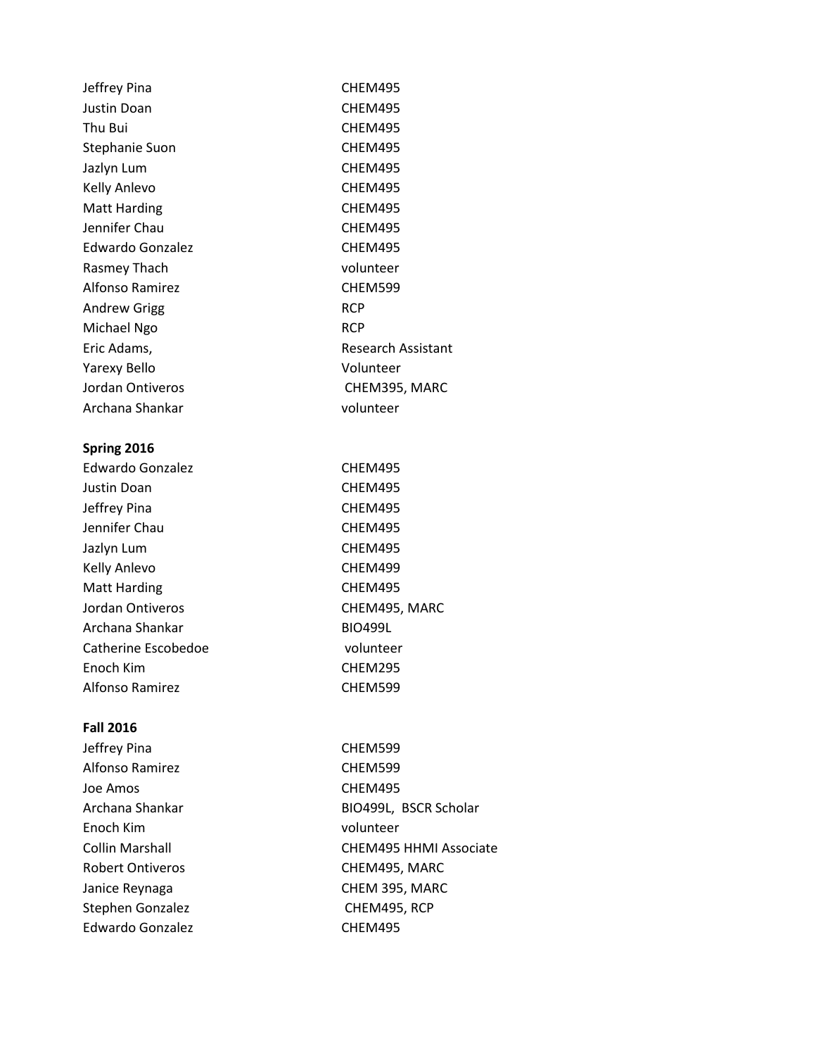| | |
|---|---|
| Jeffrey Pina | CHEM495 |
| Justin Doan | CHEM495 |
| Thu Bui | CHEM495 |
| Stephanie Suon | CHEM495 |
| Jazlyn Lum | CHEM495 |
| Kelly Anlevo | CHEM495 |
| Matt Harding | CHEM495 |
| Jennifer Chau | CHEM495 |
| Edwardo Gonzalez | CHEM495 |
| Rasmey Thach | volunteer |
| Alfonso Ramirez | CHEM599 |
| Andrew Grigg | RCP |
| Michael Ngo | RCP |
| Eric Adams, | Research Assistant |
| Yarexy Bello | Volunteer |
| Jordan Ontiveros | CHEM395, MARC |
| Archana Shankar | volunteer |

**Spring 2016**

| | |
|---|---|
| Edwardo Gonzalez | CHEM495 |
| Justin Doan | CHEM495 |
| Jeffrey Pina | CHEM495 |
| Jennifer Chau | CHEM495 |
| Jazlyn Lum | CHEM495 |
| Kelly Anlevo | CHEM499 |
| Matt Harding | CHEM495 |
| Jordan Ontiveros | CHEM495, MARC |
| Archana Shankar | BIO499L |
| Catherine Escobedoe | volunteer |
| Enoch Kim | CHEM295 |
| Alfonso Ramirez | CHEM599 |

**Fall 2016**

| | |
|---|---|
| Jeffrey Pina | CHEM599 |
| Alfonso Ramirez | CHEM599 |
| Joe Amos | CHEM495 |
| Archana Shankar | BIO499L, BSCR Scholar |
| Enoch Kim | volunteer |
| Collin Marshall | CHEM495 HHMI Associate |
| Robert Ontiveros | CHEM495, MARC |
| Janice Reynaga | CHEM 395, MARC |
| Stephen Gonzalez | CHEM495, RCP |
| Edwardo Gonzalez | CHEM495 |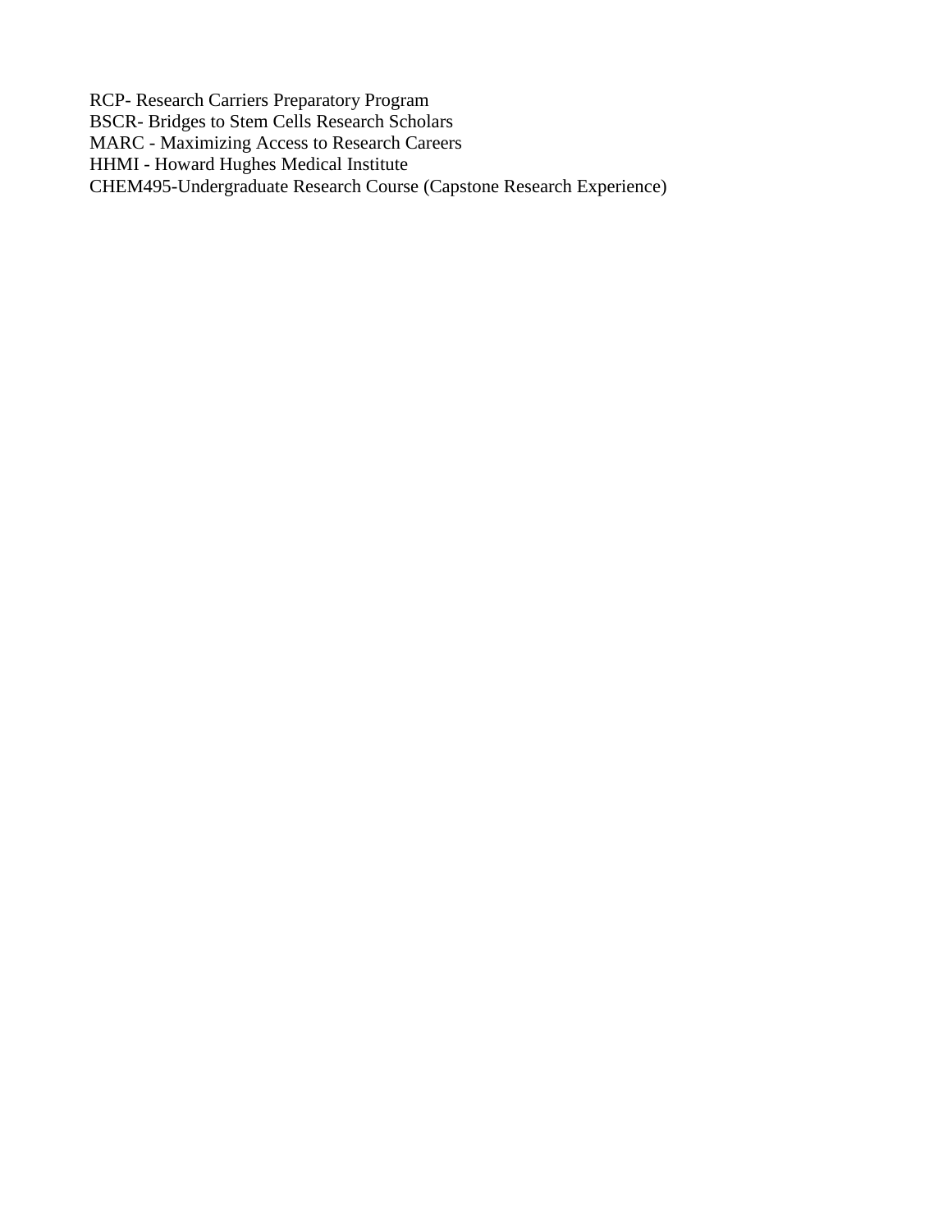RCP- Research Carriers Preparatory Program
BSCR- Bridges to Stem Cells Research Scholars
MARC - Maximizing Access to Research Careers
HHMI - Howard Hughes Medical Institute
CHEM495-Undergraduate Research Course (Capstone Research Experience)